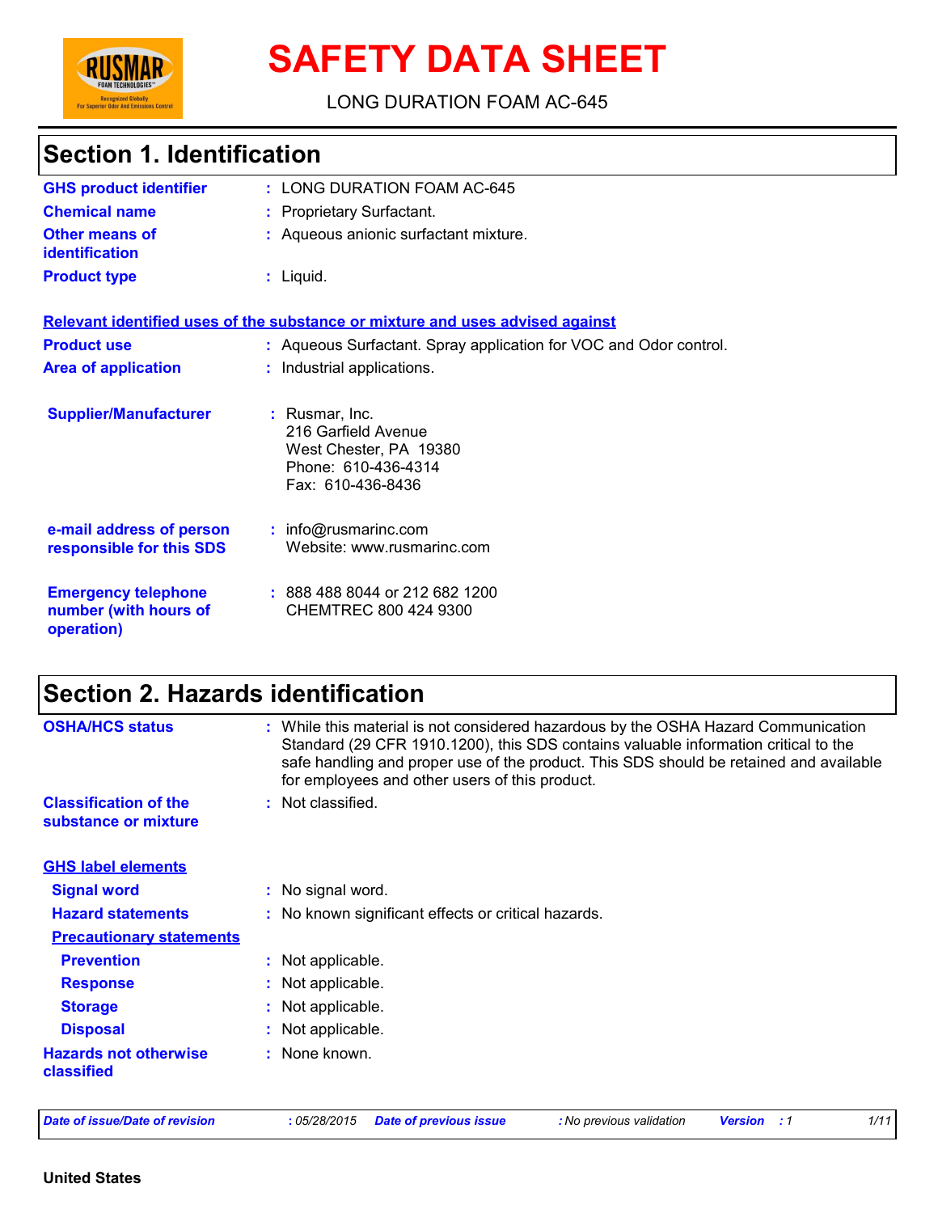# SAFETY DATA SHEET

LONG DURATION FOAM AC-645

## Section 1. Identification

| | | |
|---|---|---|
| **GHS product identifier** | : | LONG DURATION FOAM AC-645 |
| **Chemical name** | : | Proprietary Surfactant. |
| **Other means of identification** | : | Aqueous anionic surfactant mixture. |
| **Product type** | : | Liquid. |

**Relevant identified uses of the substance or mixture and uses advised against**

| | | |
|---|---|---|
| **Product use** | : | Aqueous Surfactant. Spray application for VOC and Odor control. |
| **Area of application** | : | Industrial applications. |
| **Supplier/Manufacturer** | : | Rusmar, Inc.<br>216 Garfield Avenue<br>West Chester, PA 19380<br>Phone: 610-436-4314<br>Fax: 610-436-8436 |
| **e-mail address of person responsible for this SDS** | : | info@rusmarinc.com<br>Website: www.rusmarinc.com |
| **Emergency telephone number (with hours of operation)** | : | 888 488 8044 or 212 682 1200<br>CHEMTREC 800 424 9300 |

## Section 2. Hazards identification

| | | |
|---|---|---|
| **OSHA/HCS status** | : | While this material is not considered hazardous by the OSHA Hazard Communication Standard (29 CFR 1910.1200), this SDS contains valuable information critical to the safe handling and proper use of the product. This SDS should be retained and available for employees and other users of this product. |
| **Classification of the substance or mixture** | : | Not classified. |

**GHS label elements**

| | | |
|---|---|---|
| **Signal word** | : | No signal word. |
| **Hazard statements** | : | No known significant effects or critical hazards. |

**Precautionary statements**

| | | |
|---|---|---|
| **Prevention** | : | Not applicable. |
| **Response** | : | Not applicable. |
| **Storage** | : | Not applicable. |
| **Disposal** | : | Not applicable. |
| **Hazards not otherwise classified** | : | None known. |

*Date of issue/Date of revision* : 05/28/2015 *Date of previous issue* : No previous validation *Version* : 1

**United States**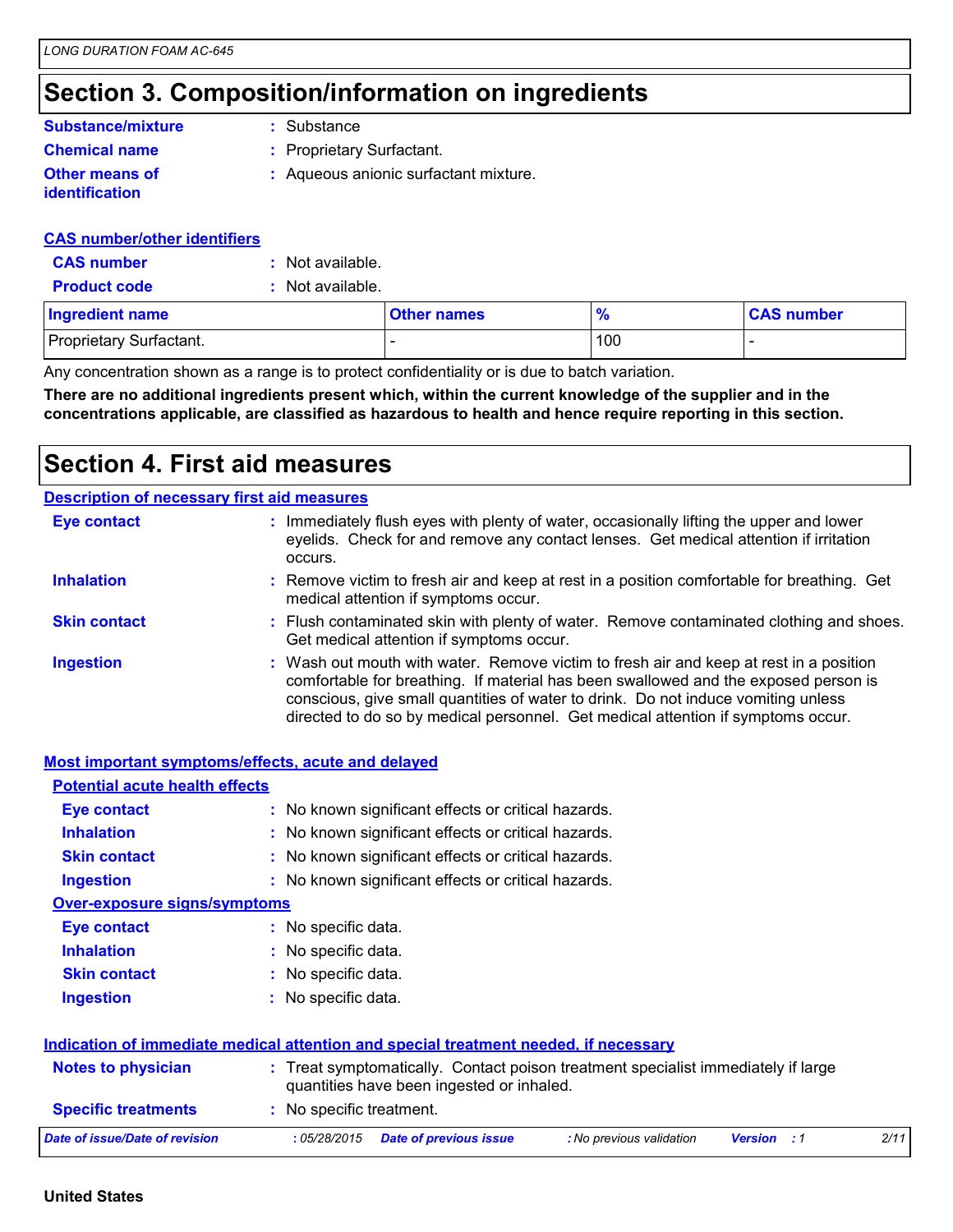## Section 3. Composition/information on ingredients

**Substance/mixture** : Substance

**Chemical name** : Proprietary Surfactant.

**Other means of identification** : Aqueous anionic surfactant mixture.

**CAS number/other identifiers**

**CAS number** : Not available.

**Product code** : Not available.

| Ingredient name | Other names | % | CAS number |
|---|---|---|---|
| Proprietary Surfactant. | - | 100 | - |

Any concentration shown as a range is to protect confidentiality or is due to batch variation.

**There are no additional ingredients present which, within the current knowledge of the supplier and in the concentrations applicable, are classified as hazardous to health and hence require reporting in this section.**

## Section 4. First aid measures

**Description of necessary first aid measures**

**Eye contact** : Immediately flush eyes with plenty of water, occasionally lifting the upper and lower eyelids. Check for and remove any contact lenses. Get medical attention if irritation occurs.

**Inhalation** : Remove victim to fresh air and keep at rest in a position comfortable for breathing. Get medical attention if symptoms occur.

**Skin contact** : Flush contaminated skin with plenty of water. Remove contaminated clothing and shoes. Get medical attention if symptoms occur.

**Ingestion** : Wash out mouth with water. Remove victim to fresh air and keep at rest in a position comfortable for breathing. If material has been swallowed and the exposed person is conscious, give small quantities of water to drink. Do not induce vomiting unless directed to do so by medical personnel. Get medical attention if symptoms occur.

**Most important symptoms/effects, acute and delayed**

**Potential acute health effects**

**Eye contact** : No known significant effects or critical hazards.

**Inhalation** : No known significant effects or critical hazards.

**Skin contact** : No known significant effects or critical hazards.

**Ingestion** : No known significant effects or critical hazards.

**Over-exposure signs/symptoms**

**Eye contact** : No specific data.

**Inhalation** : No specific data.

**Skin contact** : No specific data.

**Ingestion** : No specific data.

**Indication of immediate medical attention and special treatment needed, if necessary**

**Notes to physician** : Treat symptomatically. Contact poison treatment specialist immediately if large quantities have been ingested or inhaled.

**Specific treatments** : No specific treatment.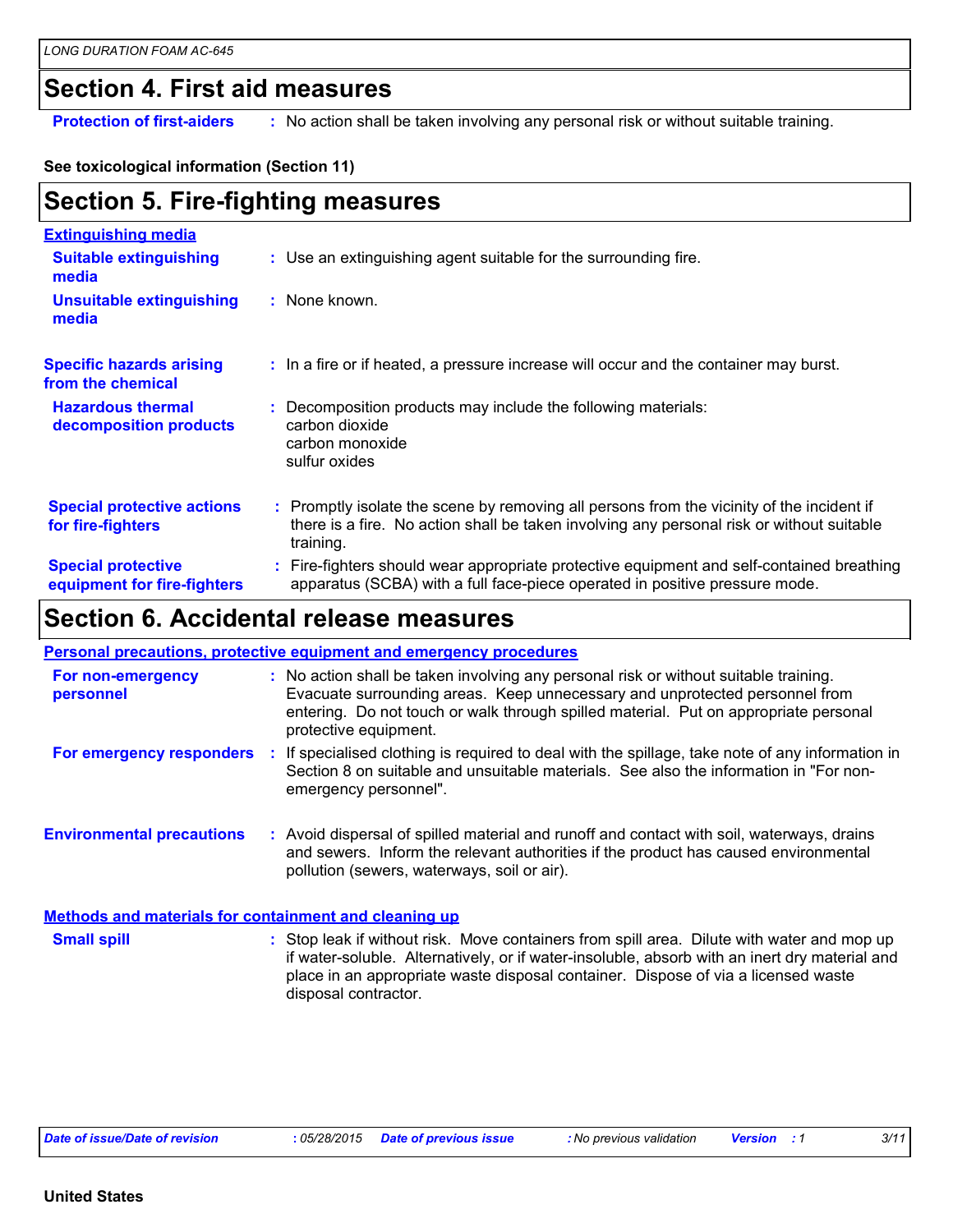## Section 4. First aid measures

**Protection of first-aiders** : No action shall be taken involving any personal risk or without suitable training.

**See toxicological information (Section 11)**

## Section 5. Fire-fighting measures

**Extinguishing media**

**Suitable extinguishing media** : Use an extinguishing agent suitable for the surrounding fire.

**Unsuitable extinguishing media** : None known.

**Specific hazards arising from the chemical** : In a fire or if heated, a pressure increase will occur and the container may burst.

**Hazardous thermal decomposition products** : Decomposition products may include the following materials:
carbon dioxide
carbon monoxide
sulfur oxides

**Special protective actions for fire-fighters** : Promptly isolate the scene by removing all persons from the vicinity of the incident if there is a fire. No action shall be taken involving any personal risk or without suitable training.

**Special protective equipment for fire-fighters** : Fire-fighters should wear appropriate protective equipment and self-contained breathing apparatus (SCBA) with a full face-piece operated in positive pressure mode.

## Section 6. Accidental release measures

**Personal precautions, protective equipment and emergency procedures**

**For non-emergency personnel** : No action shall be taken involving any personal risk or without suitable training. Evacuate surrounding areas. Keep unnecessary and unprotected personnel from entering. Do not touch or walk through spilled material. Put on appropriate personal protective equipment.

**For emergency responders** : If specialised clothing is required to deal with the spillage, take note of any information in Section 8 on suitable and unsuitable materials. See also the information in "For non-emergency personnel".

**Environmental precautions** : Avoid dispersal of spilled material and runoff and contact with soil, waterways, drains and sewers. Inform the relevant authorities if the product has caused environmental pollution (sewers, waterways, soil or air).

**Methods and materials for containment and cleaning up**

**Small spill** : Stop leak if without risk. Move containers from spill area. Dilute with water and mop up if water-soluble. Alternatively, or if water-insoluble, absorb with an inert dry material and place in an appropriate waste disposal container. Dispose of via a licensed waste disposal contractor.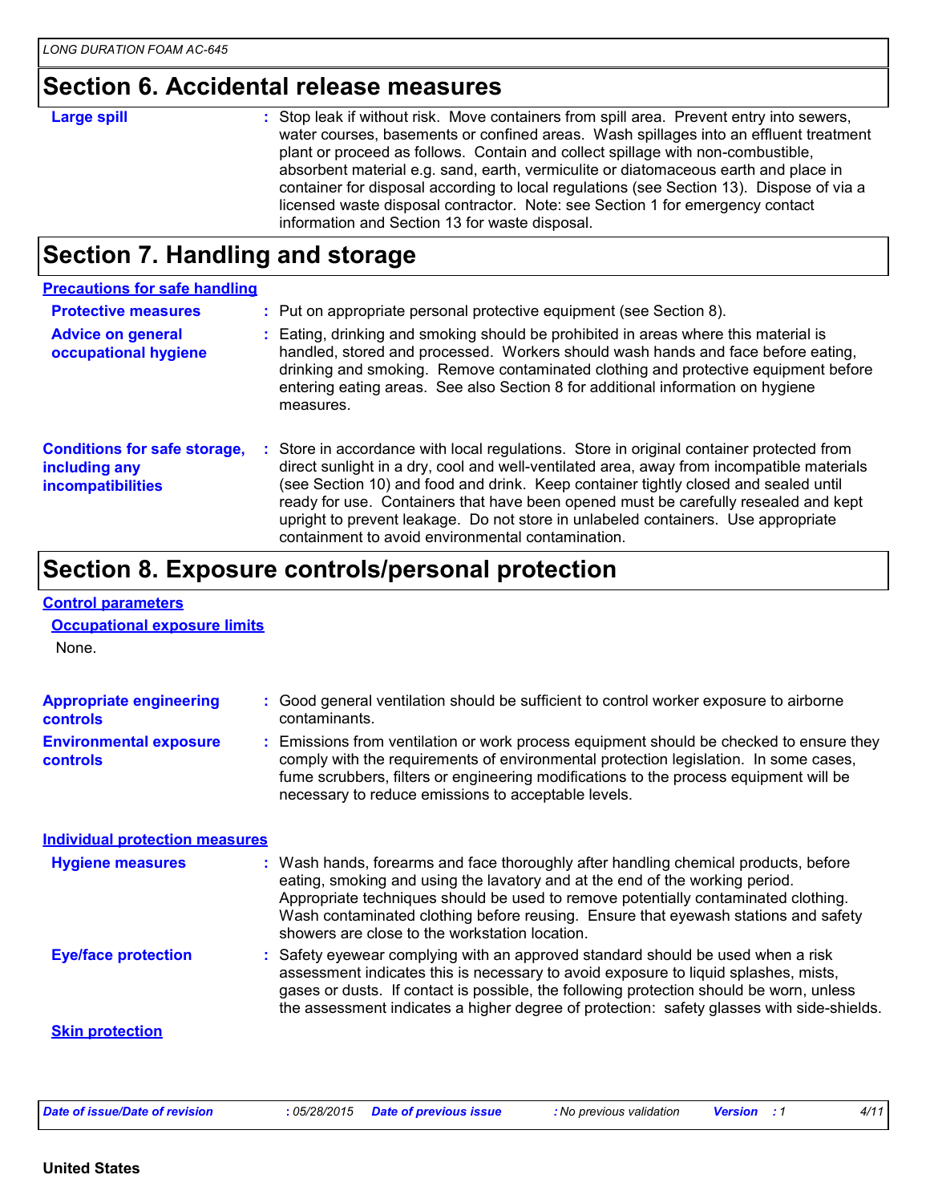## Section 6. Accidental release measures

**Large spill** : Stop leak if without risk. Move containers from spill area. Prevent entry into sewers, water courses, basements or confined areas. Wash spillages into an effluent treatment plant or proceed as follows. Contain and collect spillage with non-combustible, absorbent material e.g. sand, earth, vermiculite or diatomaceous earth and place in container for disposal according to local regulations (see Section 13). Dispose of via a licensed waste disposal contractor. Note: see Section 1 for emergency contact information and Section 13 for waste disposal.

## Section 7. Handling and storage

### Precautions for safe handling

**Protective measures** : Put on appropriate personal protective equipment (see Section 8).

**Advice on general occupational hygiene** : Eating, drinking and smoking should be prohibited in areas where this material is handled, stored and processed. Workers should wash hands and face before eating, drinking and smoking. Remove contaminated clothing and protective equipment before entering eating areas. See also Section 8 for additional information on hygiene measures.

**Conditions for safe storage, including any incompatibilities** : Store in accordance with local regulations. Store in original container protected from direct sunlight in a dry, cool and well-ventilated area, away from incompatible materials (see Section 10) and food and drink. Keep container tightly closed and sealed until ready for use. Containers that have been opened must be carefully resealed and kept upright to prevent leakage. Do not store in unlabeled containers. Use appropriate containment to avoid environmental contamination.

## Section 8. Exposure controls/personal protection

### Control parameters

#### Occupational exposure limits

None.

**Appropriate engineering controls** : Good general ventilation should be sufficient to control worker exposure to airborne contaminants.

**Environmental exposure controls** : Emissions from ventilation or work process equipment should be checked to ensure they comply with the requirements of environmental protection legislation. In some cases, fume scrubbers, filters or engineering modifications to the process equipment will be necessary to reduce emissions to acceptable levels.

### Individual protection measures

**Hygiene measures** : Wash hands, forearms and face thoroughly after handling chemical products, before eating, smoking and using the lavatory and at the end of the working period. Appropriate techniques should be used to remove potentially contaminated clothing. Wash contaminated clothing before reusing. Ensure that eyewash stations and safety showers are close to the workstation location.

**Eye/face protection** : Safety eyewear complying with an approved standard should be used when a risk assessment indicates this is necessary to avoid exposure to liquid splashes, mists, gases or dusts. If contact is possible, the following protection should be worn, unless the assessment indicates a higher degree of protection: safety glasses with side-shields.

#### Skin protection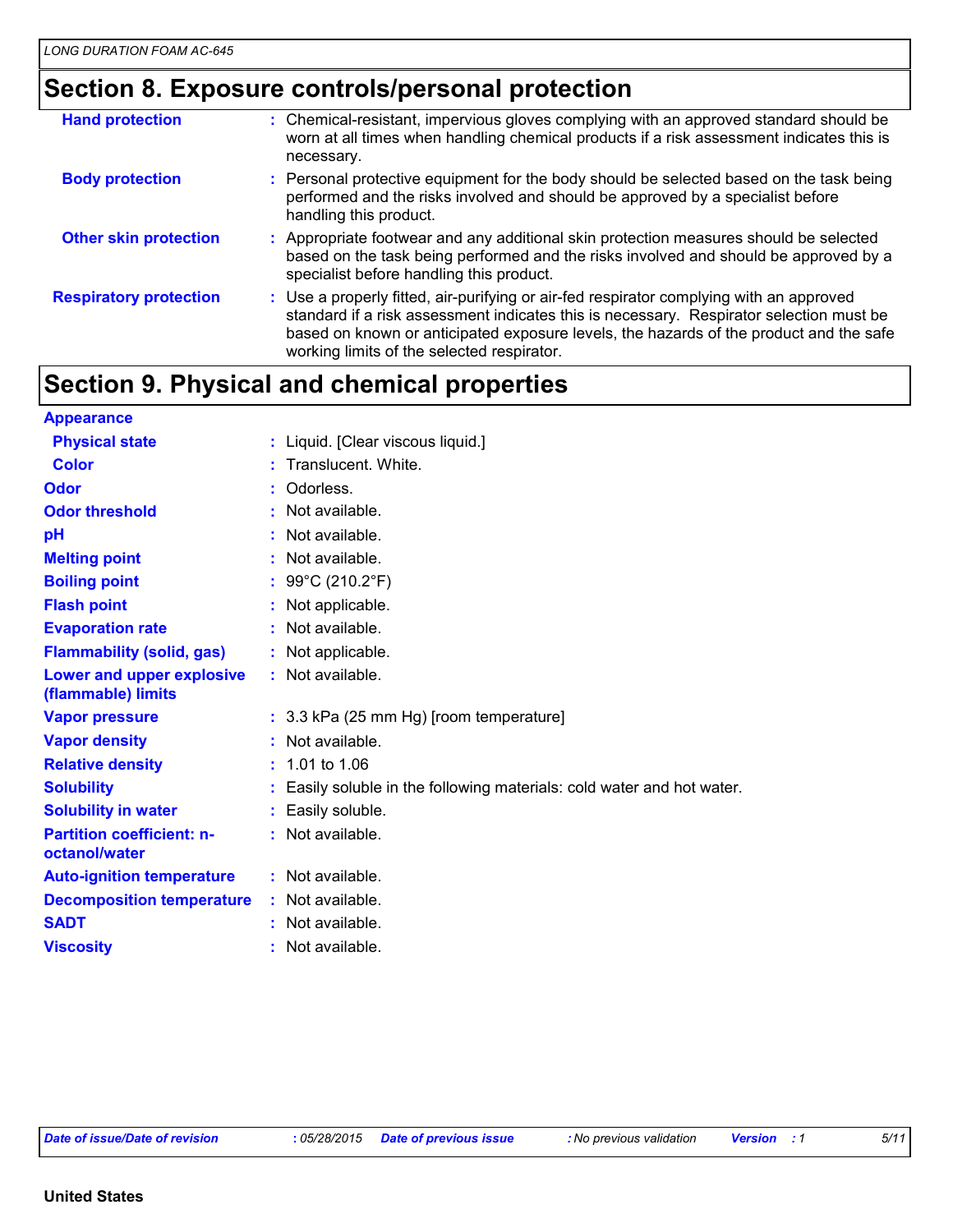## Section 8. Exposure controls/personal protection

| | |
|---|---|
| **Hand protection** | Chemical-resistant, impervious gloves complying with an approved standard should be worn at all times when handling chemical products if a risk assessment indicates this is necessary. |
| **Body protection** | Personal protective equipment for the body should be selected based on the task being performed and the risks involved and should be approved by a specialist before handling this product. |
| **Other skin protection** | Appropriate footwear and any additional skin protection measures should be selected based on the task being performed and the risks involved and should be approved by a specialist before handling this product. |
| **Respiratory protection** | Use a properly fitted, air-purifying or air-fed respirator complying with an approved standard if a risk assessment indicates this is necessary. Respirator selection must be based on known or anticipated exposure levels, the hazards of the product and the safe working limits of the selected respirator. |

## Section 9. Physical and chemical properties

| | |
|---|---|
| **Appearance** | |
| **Physical state** | Liquid. [Clear viscous liquid.] |
| **Color** | Translucent. White. |
| **Odor** | Odorless. |
| **Odor threshold** | Not available. |
| **pH** | Not available. |
| **Melting point** | Not available. |
| **Boiling point** | 99°C (210.2°F) |
| **Flash point** | Not applicable. |
| **Evaporation rate** | Not available. |
| **Flammability (solid, gas)** | Not applicable. |
| **Lower and upper explosive (flammable) limits** | Not available. |
| **Vapor pressure** | 3.3 kPa (25 mm Hg) [room temperature] |
| **Vapor density** | Not available. |
| **Relative density** | 1.01 to 1.06 |
| **Solubility** | Easily soluble in the following materials: cold water and hot water. |
| **Solubility in water** | Easily soluble. |
| **Partition coefficient: n-octanol/water** | Not available. |
| **Auto-ignition temperature** | Not available. |
| **Decomposition temperature** | Not available. |
| **SADT** | Not available. |
| **Viscosity** | Not available. |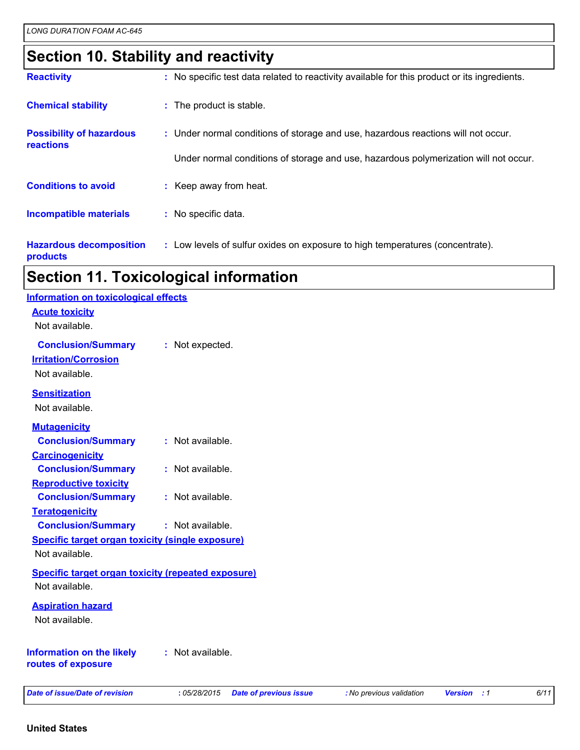## Section 10. Stability and reactivity

**Reactivity** : No specific test data related to reactivity available for this product or its ingredients.

**Chemical stability** : The product is stable.

**Possibility of hazardous reactions** : Under normal conditions of storage and use, hazardous reactions will not occur.

Under normal conditions of storage and use, hazardous polymerization will not occur.

**Conditions to avoid** : Keep away from heat.

**Incompatible materials** : No specific data.

**Hazardous decomposition products** : Low levels of sulfur oxides on exposure to high temperatures (concentrate).

## Section 11. Toxicological information

### Information on toxicological effects

#### Acute toxicity

Not available.

**Conclusion/Summary** : Not expected.

#### Irritation/Corrosion

Not available.

#### Sensitization

Not available.

#### Mutagenicity

**Conclusion/Summary** : Not available.

#### Carcinogenicity

**Conclusion/Summary** : Not available.

#### Reproductive toxicity

**Conclusion/Summary** : Not available.

#### Teratogenicity

**Conclusion/Summary** : Not available.

#### Specific target organ toxicity (single exposure)

Not available.

#### Specific target organ toxicity (repeated exposure)

Not available.

#### Aspiration hazard

Not available.

**Information on the likely routes of exposure** : Not available.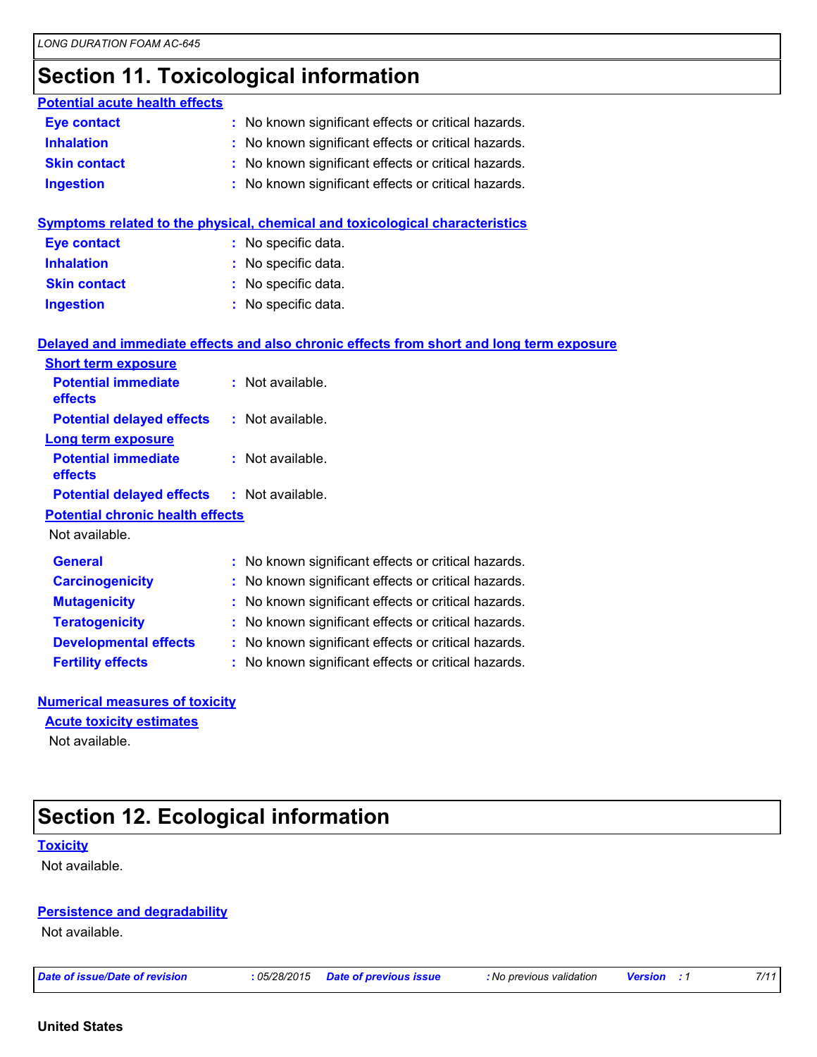## Section 11. Toxicological information

### Potential acute health effects

**Eye contact** : No known significant effects or critical hazards.
**Inhalation** : No known significant effects or critical hazards.
**Skin contact** : No known significant effects or critical hazards.
**Ingestion** : No known significant effects or critical hazards.

### Symptoms related to the physical, chemical and toxicological characteristics

**Eye contact** : No specific data.
**Inhalation** : No specific data.
**Skin contact** : No specific data.
**Ingestion** : No specific data.

### Delayed and immediate effects and also chronic effects from short and long term exposure

**Short term exposure**

**Potential immediate effects** : Not available.
**Potential delayed effects** : Not available.

**Long term exposure**

**Potential immediate effects** : Not available.
**Potential delayed effects** : Not available.

**Potential chronic health effects**

Not available.

**General** : No known significant effects or critical hazards.
**Carcinogenicity** : No known significant effects or critical hazards.
**Mutagenicity** : No known significant effects or critical hazards.
**Teratogenicity** : No known significant effects or critical hazards.
**Developmental effects** : No known significant effects or critical hazards.
**Fertility effects** : No known significant effects or critical hazards.

### Numerical measures of toxicity

**Acute toxicity estimates**

Not available.

## Section 12. Ecological information

### Toxicity

Not available.

### Persistence and degradability

Not available.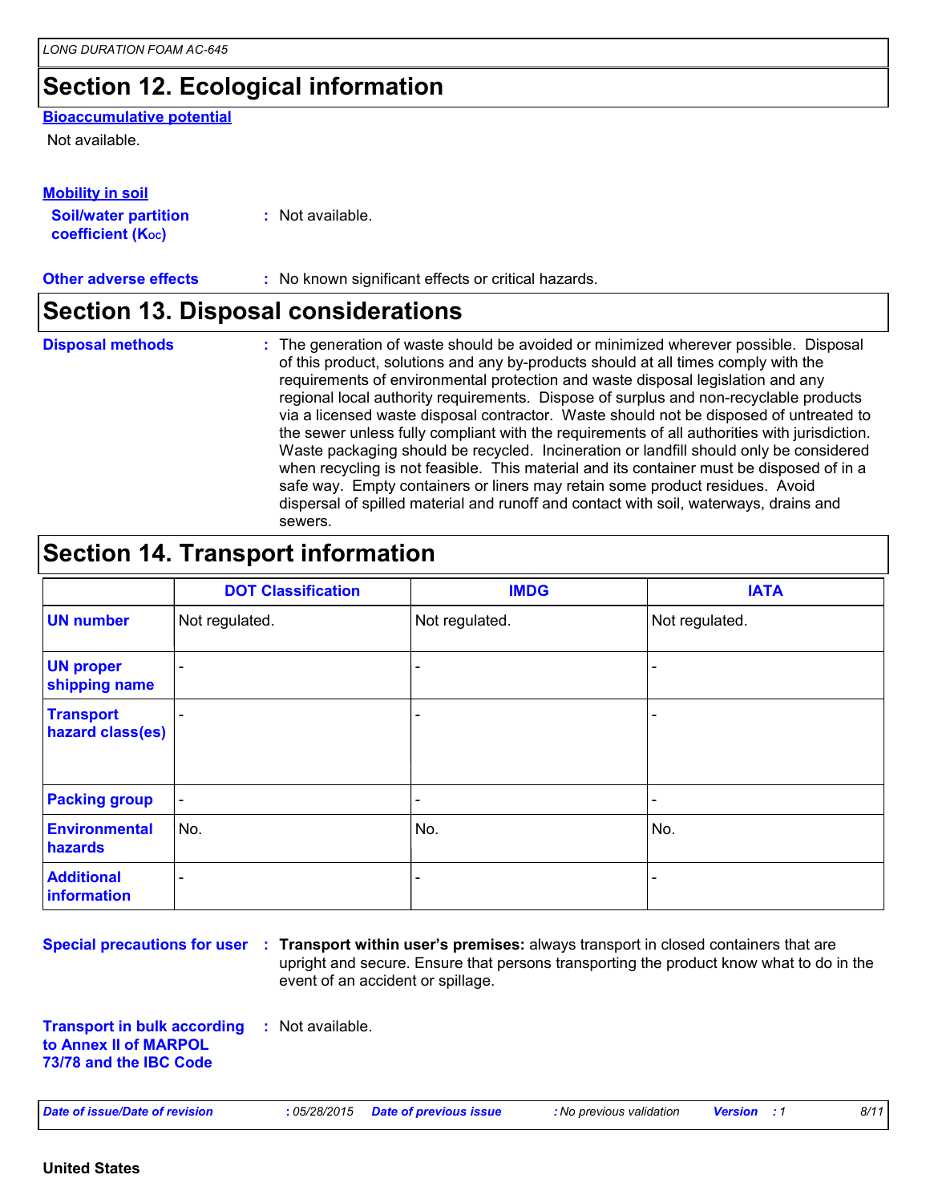## Section 12. Ecological information

**Bioaccumulative potential**

Not available.

**Mobility in soil**

**Soil/water partition coefficient ($K_{OC}$)** : Not available.

**Other adverse effects** : No known significant effects or critical hazards.

## Section 13. Disposal considerations

**Disposal methods** : The generation of waste should be avoided or minimized wherever possible. Disposal of this product, solutions and any by-products should at all times comply with the requirements of environmental protection and waste disposal legislation and any regional local authority requirements. Dispose of surplus and non-recyclable products via a licensed waste disposal contractor. Waste should not be disposed of untreated to the sewer unless fully compliant with the requirements of all authorities with jurisdiction. Waste packaging should be recycled. Incineration or landfill should only be considered when recycling is not feasible. This material and its container must be disposed of in a safe way. Empty containers or liners may retain some product residues. Avoid dispersal of spilled material and runoff and contact with soil, waterways, drains and sewers.

## Section 14. Transport information

| | DOT Classification | IMDG | IATA |
|---|---|---|---|
| UN number | Not regulated. | Not regulated. | Not regulated. |
| UN proper shipping name | - | - | - |
| Transport hazard class(es) | - | - | - |
| Packing group | - | - | - |
| Environmental hazards | No. | No. | No. |
| Additional information | - | - | - |

**Special precautions for user** : **Transport within user's premises:** always transport in closed containers that are upright and secure. Ensure that persons transporting the product know what to do in the event of an accident or spillage.

**Transport in bulk according to Annex II of MARPOL 73/78 and the IBC Code** : Not available.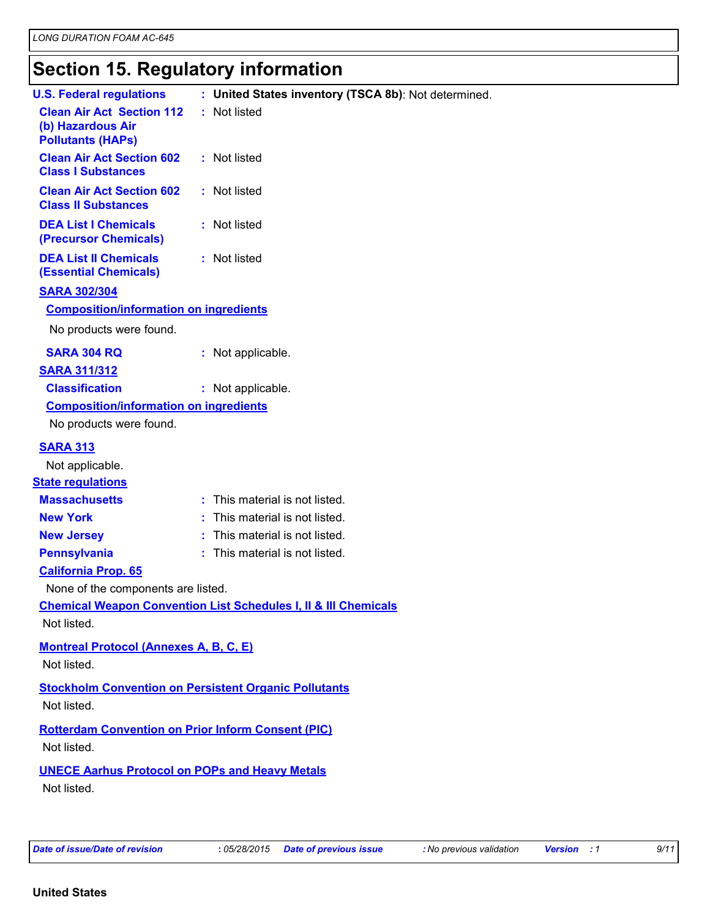# Section 15. Regulatory information

**U.S. Federal regulations** : **United States inventory (TSCA 8b)**: Not determined.

**Clean Air Act Section 112 (b) Hazardous Air Pollutants (HAPs)** : Not listed

**Clean Air Act Section 602 Class I Substances** : Not listed

**Clean Air Act Section 602 Class II Substances** : Not listed

**DEA List I Chemicals (Precursor Chemicals)** : Not listed

**DEA List II Chemicals (Essential Chemicals)** : Not listed

## SARA 302/304

### Composition/information on ingredients

No products were found.

**SARA 304 RQ** : Not applicable.

## SARA 311/312

**Classification** : Not applicable.

### Composition/information on ingredients

No products were found.

## SARA 313

Not applicable.

## State regulations

**Massachusetts** : This material is not listed.

**New York** : This material is not listed.

**New Jersey** : This material is not listed.

**Pennsylvania** : This material is not listed.

### California Prop. 65

None of the components are listed.

### Chemical Weapon Convention List Schedules I, II & III Chemicals

Not listed.

### Montreal Protocol (Annexes A, B, C, E)

Not listed.

### Stockholm Convention on Persistent Organic Pollutants

Not listed.

### Rotterdam Convention on Prior Inform Consent (PIC)

Not listed.

### UNECE Aarhus Protocol on POPs and Heavy Metals

Not listed.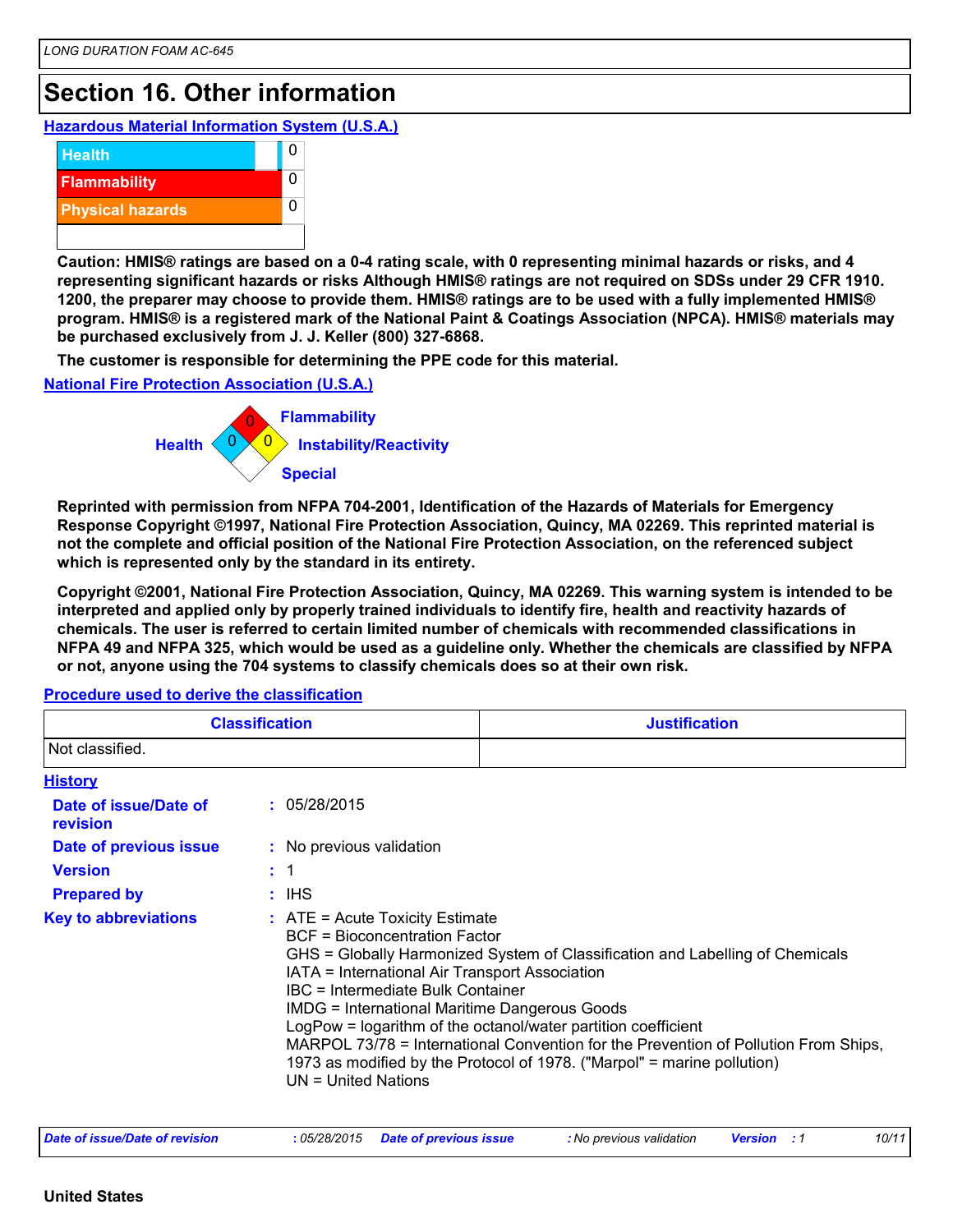# Section 16. Other information

**Hazardous Material Information System (U.S.A.)**

| | |
|---|---|
| Health | 0 |
| Flammability | 0 |
| Physical hazards | 0 |

**Caution: HMIS® ratings are based on a 0-4 rating scale, with 0 representing minimal hazards or risks, and 4 representing significant hazards or risks Although HMIS® ratings are not required on SDSs under 29 CFR 1910. 1200, the preparer may choose to provide them. HMIS® ratings are to be used with a fully implemented HMIS® program. HMIS® is a registered mark of the National Paint & Coatings Association (NPCA). HMIS® materials may be purchased exclusively from J. J. Keller (800) 327-6868.**

**The customer is responsible for determining the PPE code for this material.**

**National Fire Protection Association (U.S.A.)**

| | |
|---|---|
| Health | 0 |
| Flammability | 0 |
| Instability/Reactivity | 0 |
| Special | |

**Reprinted with permission from NFPA 704-2001, Identification of the Hazards of Materials for Emergency Response Copyright ©1997, National Fire Protection Association, Quincy, MA 02269. This reprinted material is not the complete and official position of the National Fire Protection Association, on the referenced subject which is represented only by the standard in its entirety.**

**Copyright ©2001, National Fire Protection Association, Quincy, MA 02269. This warning system is intended to be interpreted and applied only by properly trained individuals to identify fire, health and reactivity hazards of chemicals. The user is referred to certain limited number of chemicals with recommended classifications in NFPA 49 and NFPA 325, which would be used as a guideline only. Whether the chemicals are classified by NFPA or not, anyone using the 704 systems to classify chemicals does so at their own risk.**

**Procedure used to derive the classification**

| Classification | Justification |
|---|---|
| Not classified. | |

**History**

**Date of issue/Date of revision** : 05/28/2015

**Date of previous issue** : No previous validation

**Version** : 1

**Prepared by** : IHS

**Key to abbreviations** :
ATE = Acute Toxicity Estimate
BCF = Bioconcentration Factor
GHS = Globally Harmonized System of Classification and Labelling of Chemicals
IATA = International Air Transport Association
IBC = Intermediate Bulk Container
IMDG = International Maritime Dangerous Goods
LogPow = logarithm of the octanol/water partition coefficient
MARPOL 73/78 = International Convention for the Prevention of Pollution From Ships, 1973 as modified by the Protocol of 1978. ("Marpol" = marine pollution)
UN = United Nations

**United States**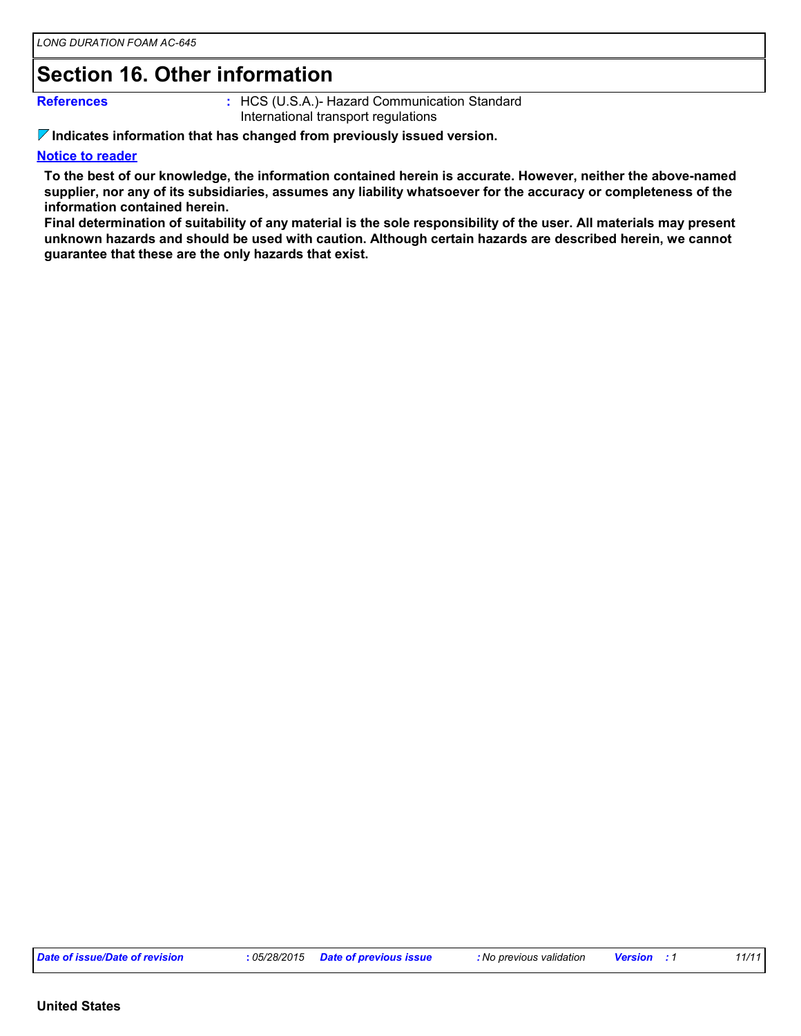## Section 16. Other information

**References** : HCS (U.S.A.)- Hazard Communication Standard
International transport regulations

**Indicates information that has changed from previously issued version.**

**Notice to reader**

**To the best of our knowledge, the information contained herein is accurate. However, neither the above-named supplier, nor any of its subsidiaries, assumes any liability whatsoever for the accuracy or completeness of the information contained herein.**
**Final determination of suitability of any material is the sole responsibility of the user. All materials may present unknown hazards and should be used with caution. Although certain hazards are described herein, we cannot guarantee that these are the only hazards that exist.**